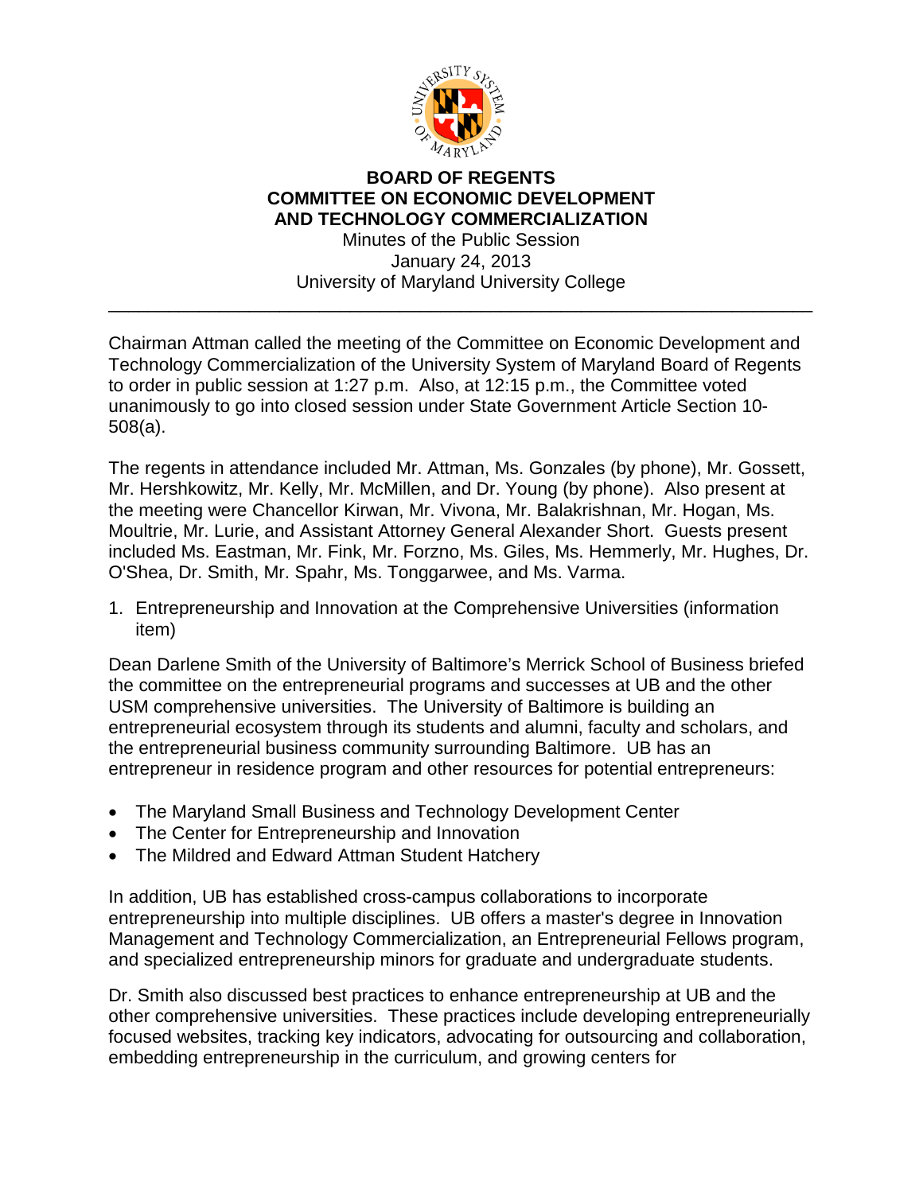**BOARD OF REGENTS**
**COMMITTEE ON ECONOMIC DEVELOPMENT AND TECHNOLOGY COMMERCIALIZATION**

Minutes of the Public Session
January 24, 2013
University of Maryland University College

---

Chairman Attman called the meeting of the Committee on Economic Development and Technology Commercialization of the University System of Maryland Board of Regents to order in public session at 1:27 p.m. Also, at 12:15 p.m., the Committee voted unanimously to go into closed session under State Government Article Section 10-508(a).

The regents in attendance included Mr. Attman, Ms. Gonzales (by phone), Mr. Gossett, Mr. Hershkowitz, Mr. Kelly, Mr. McMillen, and Dr. Young (by phone). Also present at the meeting were Chancellor Kirwan, Mr. Vivona, Mr. Balakrishnan, Mr. Hogan, Ms. Moultrie, Mr. Lurie, and Assistant Attorney General Alexander Short. Guests present included Ms. Eastman, Mr. Fink, Mr. Forzno, Ms. Giles, Ms. Hemmerly, Mr. Hughes, Dr. O'Shea, Dr. Smith, Mr. Spahr, Ms. Tonggarwee, and Ms. Varma.

1. Entrepreneurship and Innovation at the Comprehensive Universities (information item)

Dean Darlene Smith of the University of Baltimore's Merrick School of Business briefed the committee on the entrepreneurial programs and successes at UB and the other USM comprehensive universities. The University of Baltimore is building an entrepreneurial ecosystem through its students and alumni, faculty and scholars, and the entrepreneurial business community surrounding Baltimore. UB has an entrepreneur in residence program and other resources for potential entrepreneurs:

- The Maryland Small Business and Technology Development Center
- The Center for Entrepreneurship and Innovation
- The Mildred and Edward Attman Student Hatchery

In addition, UB has established cross-campus collaborations to incorporate entrepreneurship into multiple disciplines. UB offers a master's degree in Innovation Management and Technology Commercialization, an Entrepreneurial Fellows program, and specialized entrepreneurship minors for graduate and undergraduate students.

Dr. Smith also discussed best practices to enhance entrepreneurship at UB and the other comprehensive universities. These practices include developing entrepreneurially focused websites, tracking key indicators, advocating for outsourcing and collaboration, embedding entrepreneurship in the curriculum, and growing centers for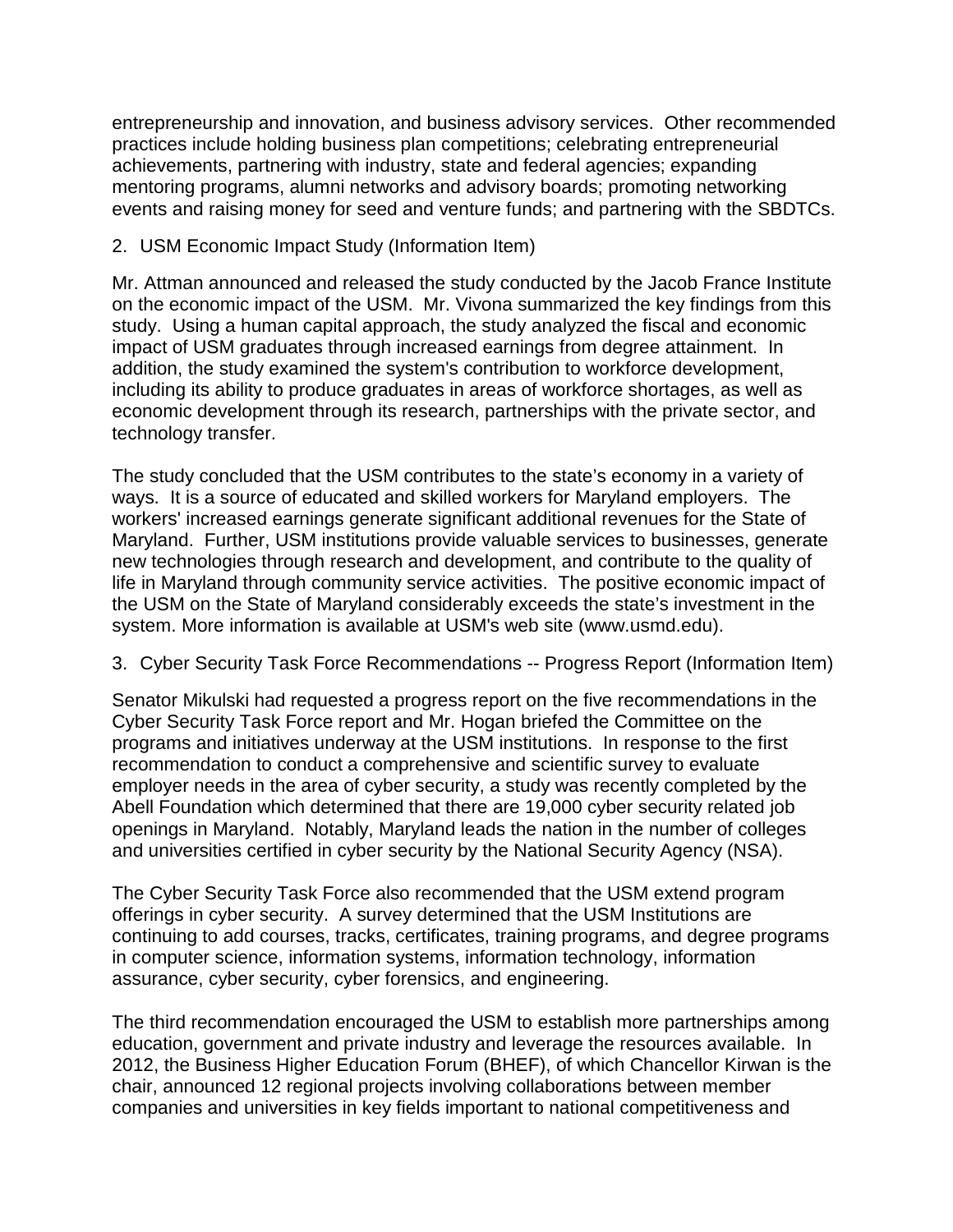entrepreneurship and innovation, and business advisory services. Other recommended practices include holding business plan competitions; celebrating entrepreneurial achievements, partnering with industry, state and federal agencies; expanding mentoring programs, alumni networks and advisory boards; promoting networking events and raising money for seed and venture funds; and partnering with the SBDTCs.

2. USM Economic Impact Study (Information Item)

Mr. Attman announced and released the study conducted by the Jacob France Institute on the economic impact of the USM. Mr. Vivona summarized the key findings from this study. Using a human capital approach, the study analyzed the fiscal and economic impact of USM graduates through increased earnings from degree attainment. In addition, the study examined the system's contribution to workforce development, including its ability to produce graduates in areas of workforce shortages, as well as economic development through its research, partnerships with the private sector, and technology transfer.

The study concluded that the USM contributes to the state's economy in a variety of ways. It is a source of educated and skilled workers for Maryland employers. The workers' increased earnings generate significant additional revenues for the State of Maryland. Further, USM institutions provide valuable services to businesses, generate new technologies through research and development, and contribute to the quality of life in Maryland through community service activities. The positive economic impact of the USM on the State of Maryland considerably exceeds the state's investment in the system. More information is available at USM's web site (www.usmd.edu).

3. Cyber Security Task Force Recommendations -- Progress Report (Information Item)

Senator Mikulski had requested a progress report on the five recommendations in the Cyber Security Task Force report and Mr. Hogan briefed the Committee on the programs and initiatives underway at the USM institutions. In response to the first recommendation to conduct a comprehensive and scientific survey to evaluate employer needs in the area of cyber security, a study was recently completed by the Abell Foundation which determined that there are 19,000 cyber security related job openings in Maryland. Notably, Maryland leads the nation in the number of colleges and universities certified in cyber security by the National Security Agency (NSA).

The Cyber Security Task Force also recommended that the USM extend program offerings in cyber security. A survey determined that the USM Institutions are continuing to add courses, tracks, certificates, training programs, and degree programs in computer science, information systems, information technology, information assurance, cyber security, cyber forensics, and engineering.

The third recommendation encouraged the USM to establish more partnerships among education, government and private industry and leverage the resources available. In 2012, the Business Higher Education Forum (BHEF), of which Chancellor Kirwan is the chair, announced 12 regional projects involving collaborations between member companies and universities in key fields important to national competitiveness and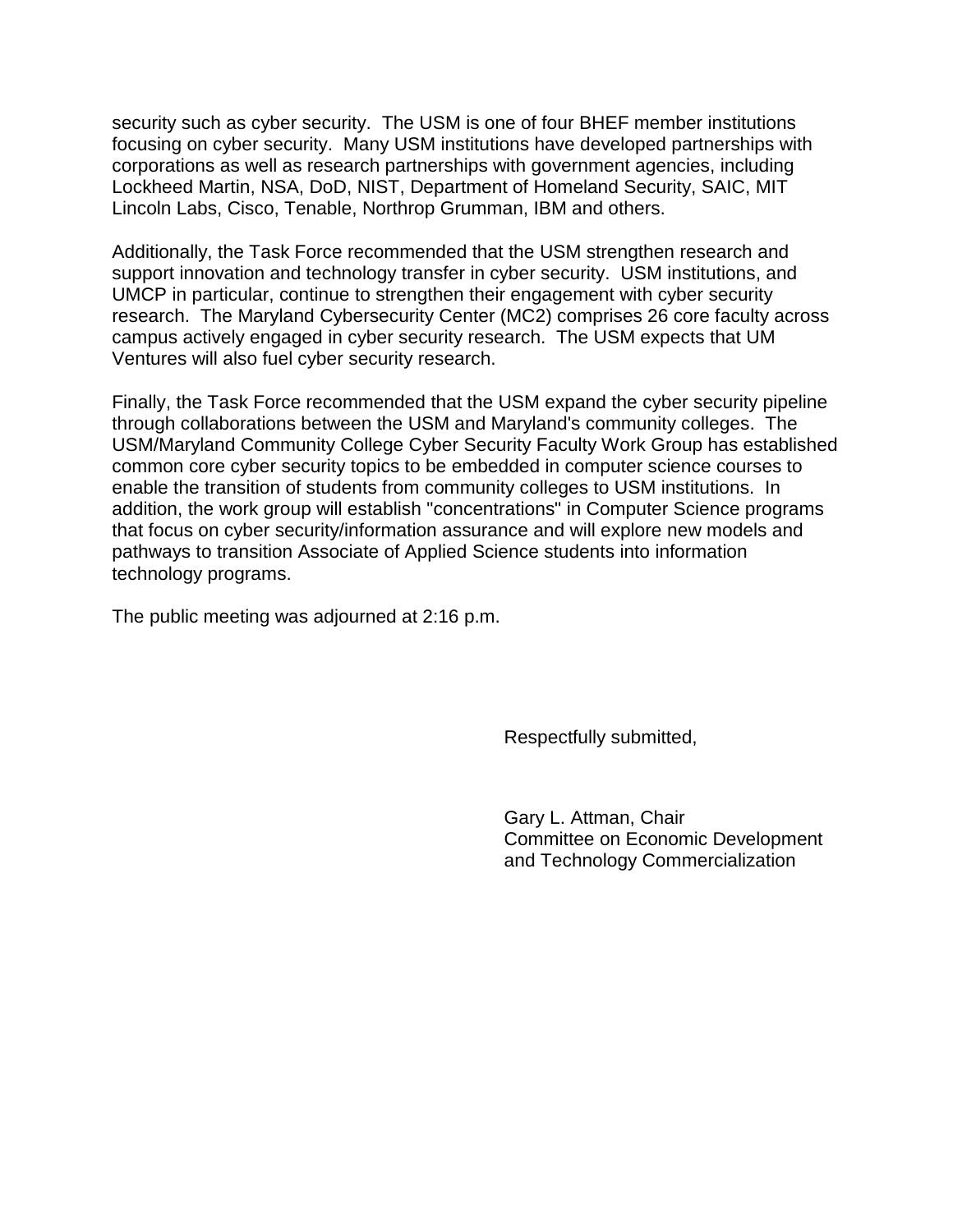security such as cyber security. The USM is one of four BHEF member institutions focusing on cyber security. Many USM institutions have developed partnerships with corporations as well as research partnerships with government agencies, including Lockheed Martin, NSA, DoD, NIST, Department of Homeland Security, SAIC, MIT Lincoln Labs, Cisco, Tenable, Northrop Grumman, IBM and others.

Additionally, the Task Force recommended that the USM strengthen research and support innovation and technology transfer in cyber security. USM institutions, and UMCP in particular, continue to strengthen their engagement with cyber security research. The Maryland Cybersecurity Center (MC2) comprises 26 core faculty across campus actively engaged in cyber security research. The USM expects that UM Ventures will also fuel cyber security research.

Finally, the Task Force recommended that the USM expand the cyber security pipeline through collaborations between the USM and Maryland's community colleges. The USM/Maryland Community College Cyber Security Faculty Work Group has established common core cyber security topics to be embedded in computer science courses to enable the transition of students from community colleges to USM institutions. In addition, the work group will establish "concentrations" in Computer Science programs that focus on cyber security/information assurance and will explore new models and pathways to transition Associate of Applied Science students into information technology programs.

The public meeting was adjourned at 2:16 p.m.

Respectfully submitted,

Gary L. Attman, Chair
Committee on Economic Development
and Technology Commercialization